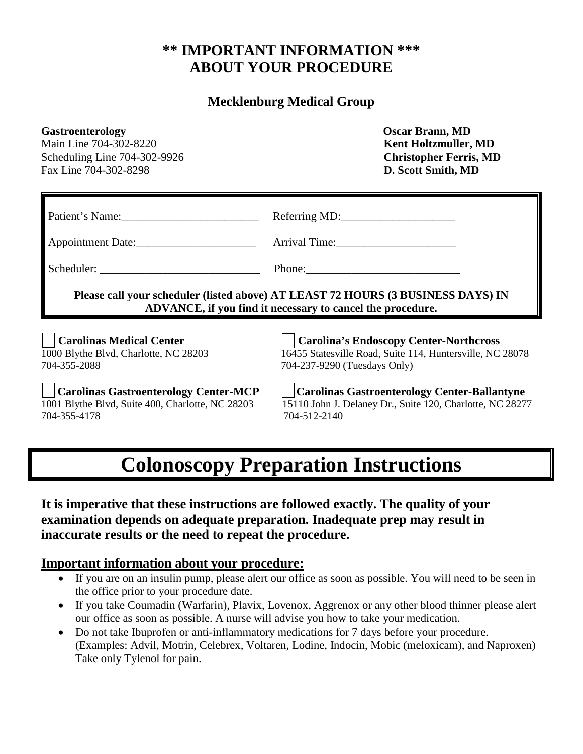# ** IMPORTANT INFORMATION ***
# ABOUT YOUR PROCEDURE

## Mecklenburg Medical Group

**Gastroenterology**
Main Line 704-302-8220
Scheduling Line 704-302-9926
Fax Line 704-302-8298

**Oscar Brann, MD**
**Kent Holtzmuller, MD**
**Christopher Ferris, MD**
**D. Scott Smith, MD**

| | |
|---|---|
| Patient's Name:________________________ | Referring MD:____________________ |
| Appointment Date:_____________________ | Arrival Time:_____________________ |
| Scheduler: ____________________________ | Phone:___________________________ |

**Please call your scheduler (listed above) AT LEAST 72 HOURS (3 BUSINESS DAYS) IN ADVANCE, if you find it necessary to cancel the procedure.**

☐ **Carolinas Medical Center**
1000 Blythe Blvd, Charlotte, NC 28203
704-355-2088

☐ **Carolina's Endoscopy Center-Northcross**
16455 Statesville Road, Suite 114, Huntersville, NC 28078
704-237-9290 (Tuesdays Only)

☐ **Carolinas Gastroenterology Center-MCP**
1001 Blythe Blvd, Suite 400, Charlotte, NC 28203
704-355-4178

☐ **Carolinas Gastroenterology Center-Ballantyne**
15110 John J. Delaney Dr., Suite 120, Charlotte, NC 28277
704-512-2140

# Colonoscopy Preparation Instructions

**It is imperative that these instructions are followed exactly. The quality of your examination depends on adequate preparation. Inadequate prep may result in inaccurate results or the need to repeat the procedure.**

## Important information about your procedure:

- If you are on an insulin pump, please alert our office as soon as possible. You will need to be seen in the office prior to your procedure date.
- If you take Coumadin (Warfarin), Plavix, Lovenox, Aggrenox or any other blood thinner please alert our office as soon as possible. A nurse will advise you how to take your medication.
- Do not take Ibuprofen or anti-inflammatory medications for 7 days before your procedure. (Examples: Advil, Motrin, Celebrex, Voltaren, Lodine, Indocin, Mobic (meloxicam), and Naproxen) Take only Tylenol for pain.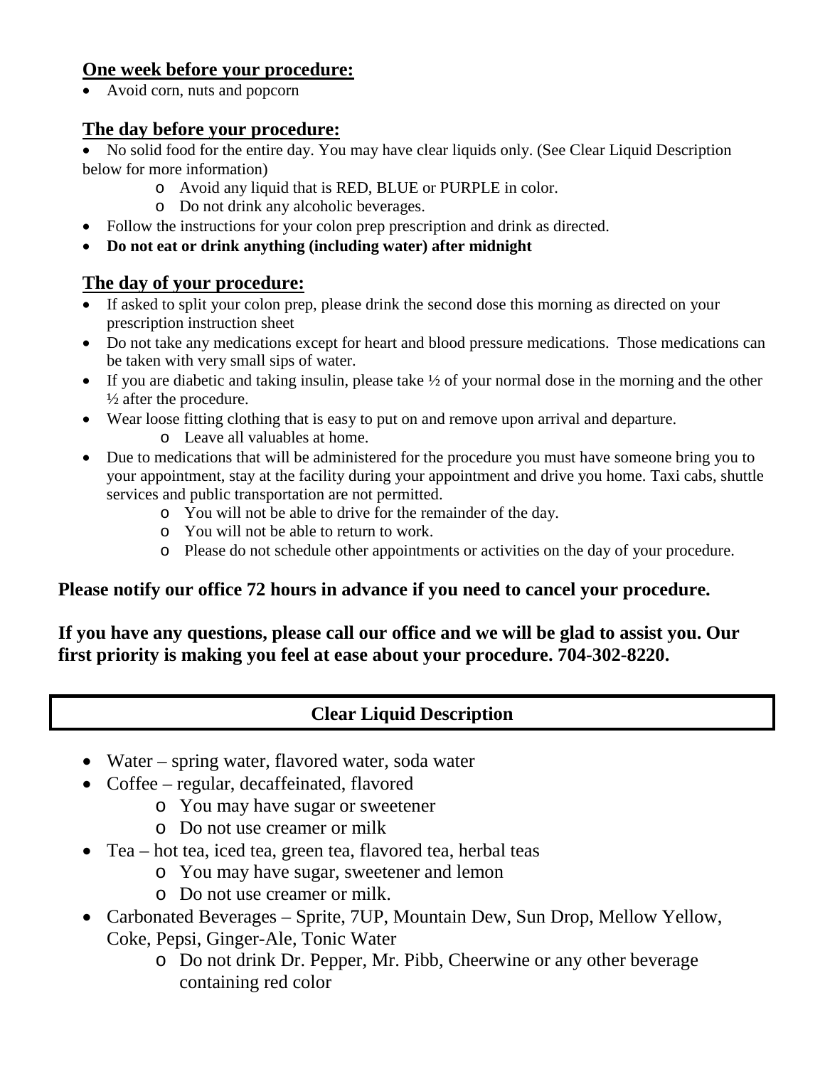## One week before your procedure:

- Avoid corn, nuts and popcorn

## The day before your procedure:

- No solid food for the entire day. You may have clear liquids only. (See Clear Liquid Description below for more information)
  - Avoid any liquid that is RED, BLUE or PURPLE in color.
  - Do not drink any alcoholic beverages.
- Follow the instructions for your colon prep prescription and drink as directed.
- **Do not eat or drink anything (including water) after midnight**

## The day of your procedure:

- If asked to split your colon prep, please drink the second dose this morning as directed on your prescription instruction sheet
- Do not take any medications except for heart and blood pressure medications. Those medications can be taken with very small sips of water.
- If you are diabetic and taking insulin, please take ½ of your normal dose in the morning and the other ½ after the procedure.
- Wear loose fitting clothing that is easy to put on and remove upon arrival and departure.
  - Leave all valuables at home.
- Due to medications that will be administered for the procedure you must have someone bring you to your appointment, stay at the facility during your appointment and drive you home. Taxi cabs, shuttle services and public transportation are not permitted.
  - You will not be able to drive for the remainder of the day.
  - You will not be able to return to work.
  - Please do not schedule other appointments or activities on the day of your procedure.

**Please notify our office 72 hours in advance if you need to cancel your procedure.**

**If you have any questions, please call our office and we will be glad to assist you. Our first priority is making you feel at ease about your procedure. 704-302-8220.**

## Clear Liquid Description

- Water – spring water, flavored water, soda water
- Coffee – regular, decaffeinated, flavored
  - You may have sugar or sweetener
  - Do not use creamer or milk
- Tea – hot tea, iced tea, green tea, flavored tea, herbal teas
  - You may have sugar, sweetener and lemon
  - Do not use creamer or milk.
- Carbonated Beverages – Sprite, 7UP, Mountain Dew, Sun Drop, Mellow Yellow, Coke, Pepsi, Ginger-Ale, Tonic Water
  - Do not drink Dr. Pepper, Mr. Pibb, Cheerwine or any other beverage containing red color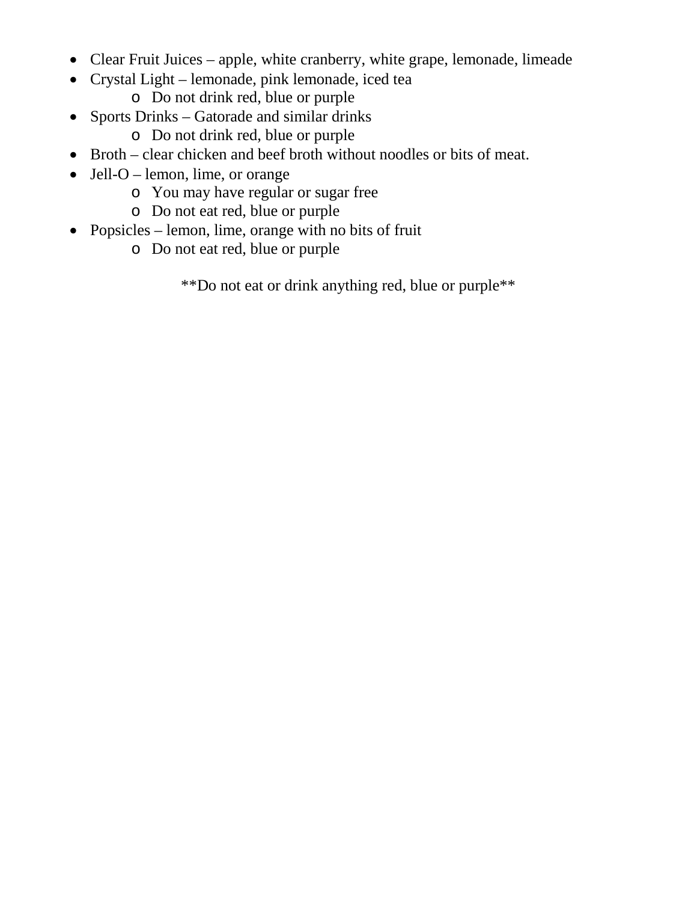- Clear Fruit Juices – apple, white cranberry, white grape, lemonade, limeade
- Crystal Light – lemonade, pink lemonade, iced tea
  - Do not drink red, blue or purple
- Sports Drinks – Gatorade and similar drinks
  - Do not drink red, blue or purple
- Broth – clear chicken and beef broth without noodles or bits of meat.
- Jell-O – lemon, lime, or orange
  - You may have regular or sugar free
  - Do not eat red, blue or purple
- Popsicles – lemon, lime, orange with no bits of fruit
  - Do not eat red, blue or purple

**Do not eat or drink anything red, blue or purple**